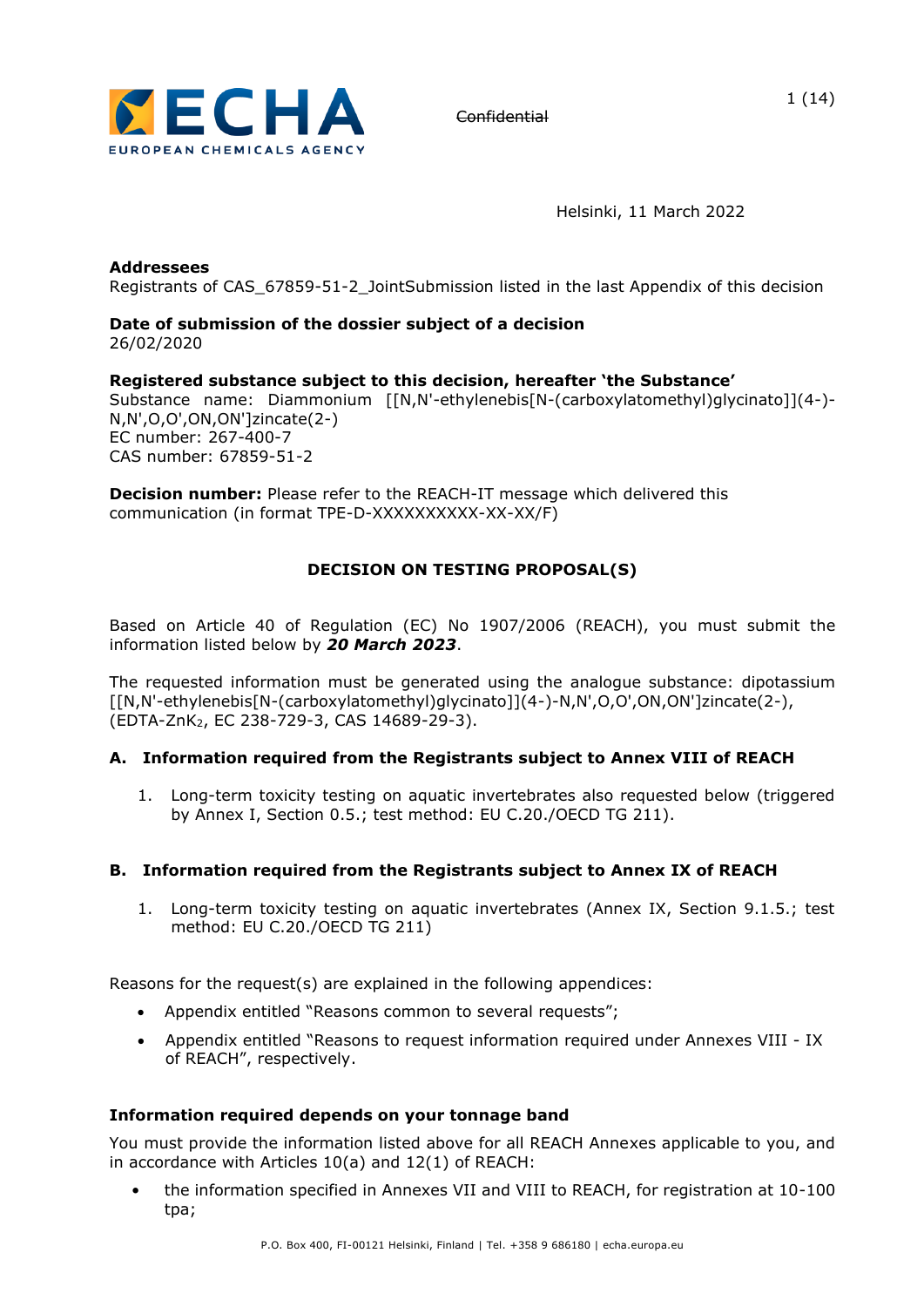~~Confidential~~

Helsinki, 11 March 2022

**Addressees**
Registrants of CAS_67859-51-2_JointSubmission listed in the last Appendix of this decision

**Date of submission of the dossier subject of a decision**
26/02/2020

**Registered substance subject to this decision, hereafter 'the Substance'**
Substance name: Diammonium [[N,N'-ethylenebis[N-(carboxylatomethyl)glycinato]](4-)-N,N',O,O',ON,ON']zincate(2-)
EC number: 267-400-7
CAS number: 67859-51-2

**Decision number:** Please refer to the REACH-IT message which delivered this communication (in format TPE-D-XXXXXXXXXX-XX-XX/F)

## DECISION ON TESTING PROPOSAL(S)

Based on Article 40 of Regulation (EC) No 1907/2006 (REACH), you must submit the information listed below by ***20 March 2023***.

The requested information must be generated using the analogue substance: dipotassium [[N,N'-ethylenebis[N-(carboxylatomethyl)glycinato]](4-)-N,N',O,O',ON,ON']zincate(2-), (EDTA-ZnK$_2$, EC 238-729-3, CAS 14689-29-3).

### A. Information required from the Registrants subject to Annex VIII of REACH

1. Long-term toxicity testing on aquatic invertebrates also requested below (triggered by Annex I, Section 0.5.; test method: EU C.20./OECD TG 211).

### B. Information required from the Registrants subject to Annex IX of REACH

1. Long-term toxicity testing on aquatic invertebrates (Annex IX, Section 9.1.5.; test method: EU C.20./OECD TG 211)

Reasons for the request(s) are explained in the following appendices:

- Appendix entitled "Reasons common to several requests";
- Appendix entitled "Reasons to request information required under Annexes VIII - IX of REACH", respectively.

**Information required depends on your tonnage band**

You must provide the information listed above for all REACH Annexes applicable to you, and in accordance with Articles 10(a) and 12(1) of REACH:

- the information specified in Annexes VII and VIII to REACH, for registration at 10-100 tpa;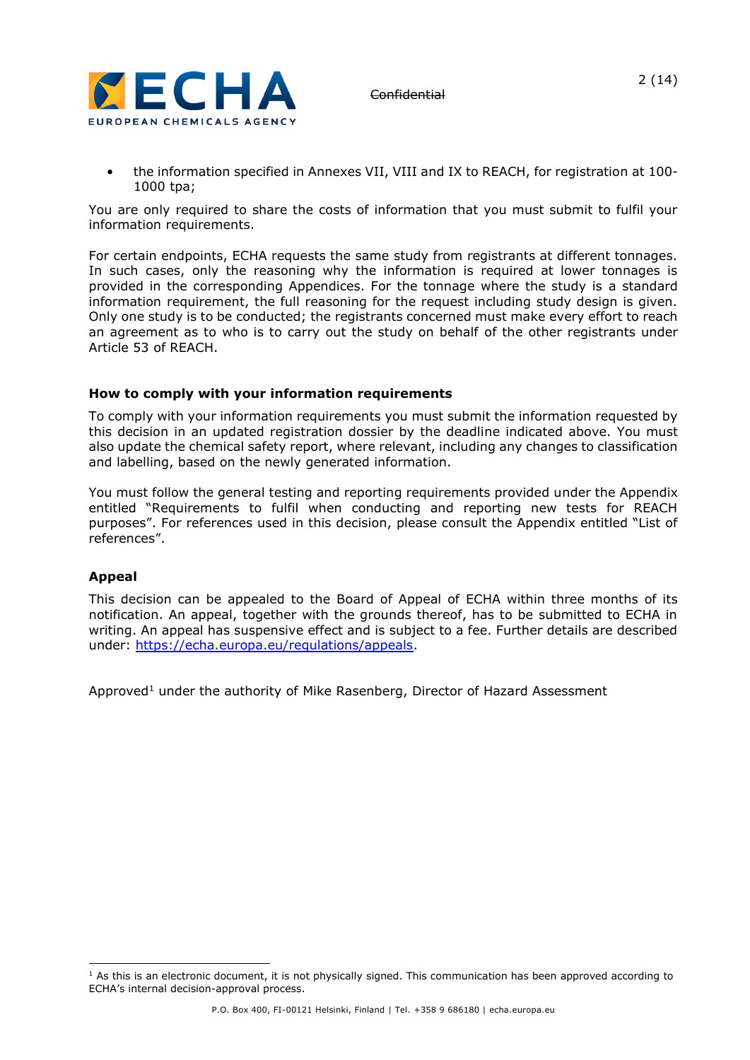- the information specified in Annexes VII, VIII and IX to REACH, for registration at 100-1000 tpa;

You are only required to share the costs of information that you must submit to fulfil your information requirements.

For certain endpoints, ECHA requests the same study from registrants at different tonnages. In such cases, only the reasoning why the information is required at lower tonnages is provided in the corresponding Appendices. For the tonnage where the study is a standard information requirement, the full reasoning for the request including study design is given. Only one study is to be conducted; the registrants concerned must make every effort to reach an agreement as to who is to carry out the study on behalf of the other registrants under Article 53 of REACH.

### How to comply with your information requirements

To comply with your information requirements you must submit the information requested by this decision in an updated registration dossier by the deadline indicated above. You must also update the chemical safety report, where relevant, including any changes to classification and labelling, based on the newly generated information.

You must follow the general testing and reporting requirements provided under the Appendix entitled "Requirements to fulfil when conducting and reporting new tests for REACH purposes". For references used in this decision, please consult the Appendix entitled "List of references".

### Appeal

This decision can be appealed to the Board of Appeal of ECHA within three months of its notification. An appeal, together with the grounds thereof, has to be submitted to ECHA in writing. An appeal has suspensive effect and is subject to a fee. Further details are described under: https://echa.europa.eu/regulations/appeals.

Approved[1] under the authority of Mike Rasenberg, Director of Hazard Assessment

[1] As this is an electronic document, it is not physically signed. This communication has been approved according to ECHA's internal decision-approval process.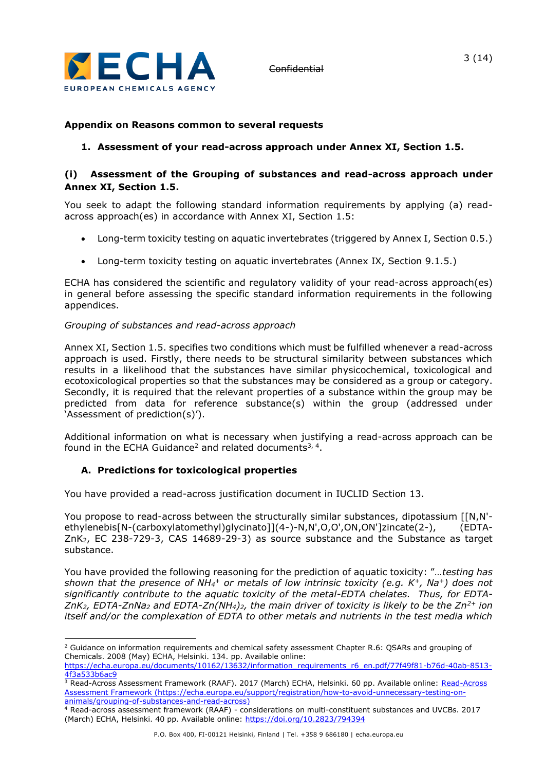**Appendix on Reasons common to several requests**

## 1. Assessment of your read-across approach under Annex XI, Section 1.5.

### (i) Assessment of the Grouping of substances and read-across approach under Annex XI, Section 1.5.

You seek to adapt the following standard information requirements by applying (a) read-across approach(es) in accordance with Annex XI, Section 1.5:

- Long-term toxicity testing on aquatic invertebrates (triggered by Annex I, Section 0.5.)
- Long-term toxicity testing on aquatic invertebrates (Annex IX, Section 9.1.5.)

ECHA has considered the scientific and regulatory validity of your read-across approach(es) in general before assessing the specific standard information requirements in the following appendices.

*Grouping of substances and read-across approach*

Annex XI, Section 1.5. specifies two conditions which must be fulfilled whenever a read-across approach is used. Firstly, there needs to be structural similarity between substances which results in a likelihood that the substances have similar physicochemical, toxicological and ecotoxicological properties so that the substances may be considered as a group or category. Secondly, it is required that the relevant properties of a substance within the group may be predicted from data for reference substance(s) within the group (addressed under 'Assessment of prediction(s)').

Additional information on what is necessary when justifying a read-across approach can be found in the ECHA Guidance[2] and related documents[3, 4].

### A. Predictions for toxicological properties

You have provided a read-across justification document in IUCLID Section 13.

You propose to read-across between the structurally similar substances, dipotassium [[N,N'-ethylenebis[N-(carboxylatomethyl)glycinato]](4-)-N,N',O,O',ON,ON']zincate(2-), (EDTA-$ZnK_2$, EC 238-729-3, CAS 14689-29-3) as source substance and the Substance as target substance.

You have provided the following reasoning for the prediction of aquatic toxicity: "*…testing has shown that the presence of $NH_4^+$ or metals of low intrinsic toxicity (e.g. $K^+$, $Na^+$) does not significantly contribute to the aquatic toxicity of the metal-EDTA chelates. Thus, for EDTA-$ZnK_2$, EDTA-$ZnNa_2$ and EDTA-$Zn(NH_4)_2$, the main driver of toxicity is likely to be the $Zn^{2+}$ ion itself and/or the complexation of EDTA to other metals and nutrients in the test media which*

---

[2] Guidance on information requirements and chemical safety assessment Chapter R.6: QSARs and grouping of Chemicals. 2008 (May) ECHA, Helsinki. 134. pp. Available online: https://echa.europa.eu/documents/10162/13632/information_requirements_r6_en.pdf/77f49f81-b76d-40ab-8513-4f3a533b6ac9

[3] Read-Across Assessment Framework (RAAF). 2017 (March) ECHA, Helsinki. 60 pp. Available online: Read-Across Assessment Framework (https://echa.europa.eu/support/registration/how-to-avoid-unnecessary-testing-on-animals/grouping-of-substances-and-read-across)

[4] Read-across assessment framework (RAAF) - considerations on multi-constituent substances and UVCBs. 2017 (March) ECHA, Helsinki. 40 pp. Available online: https://doi.org/10.2823/794394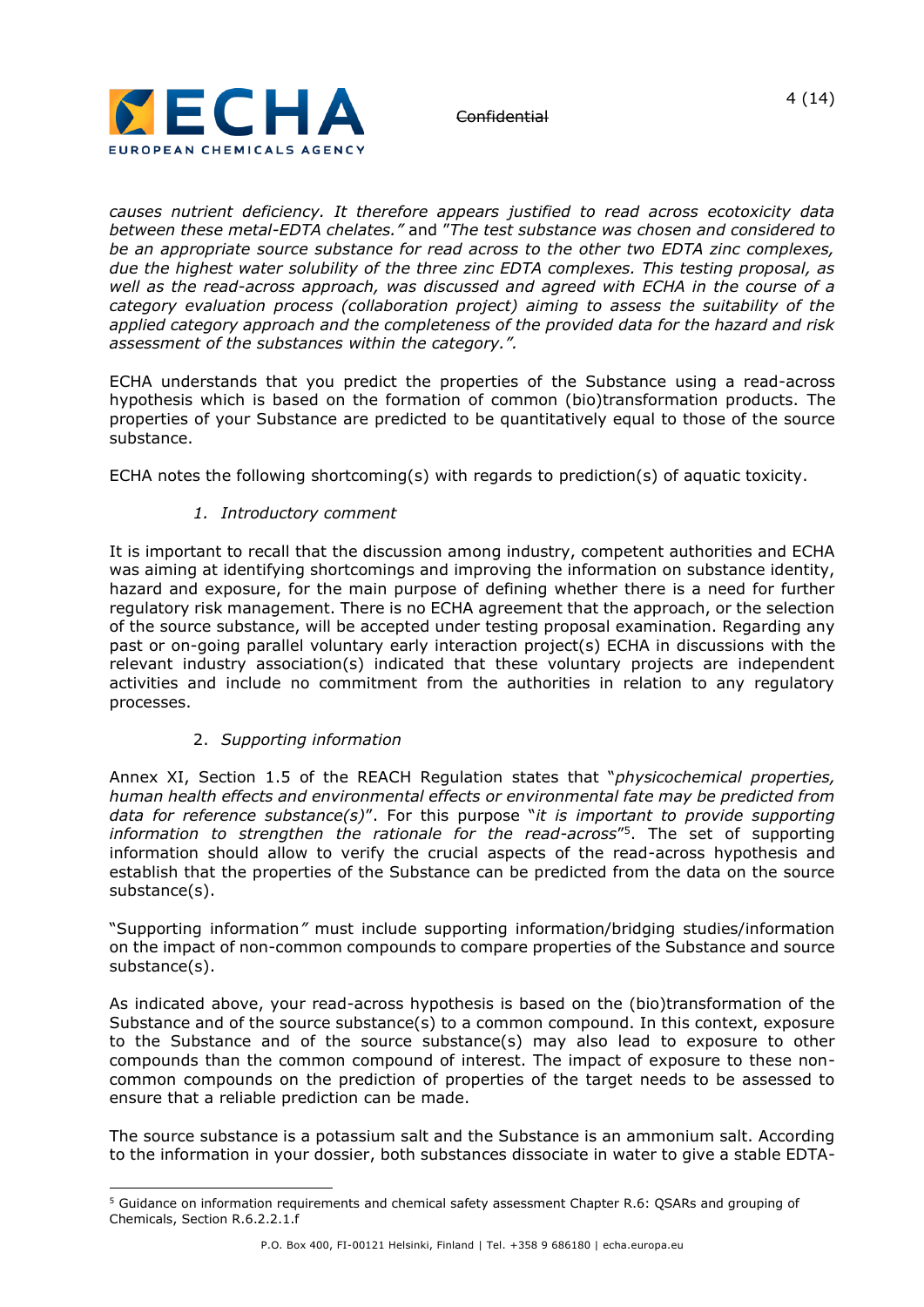*causes nutrient deficiency. It therefore appears justified to read across ecotoxicity data between these metal-EDTA chelates."* and *"The test substance was chosen and considered to be an appropriate source substance for read across to the other two EDTA zinc complexes, due the highest water solubility of the three zinc EDTA complexes. This testing proposal, as well as the read-across approach, was discussed and agreed with ECHA in the course of a category evaluation process (collaboration project) aiming to assess the suitability of the applied category approach and the completeness of the provided data for the hazard and risk assessment of the substances within the category.".*

ECHA understands that you predict the properties of the Substance using a read-across hypothesis which is based on the formation of common (bio)transformation products. The properties of your Substance are predicted to be quantitatively equal to those of the source substance.

ECHA notes the following shortcoming(s) with regards to prediction(s) of aquatic toxicity.

1. *Introductory comment*

It is important to recall that the discussion among industry, competent authorities and ECHA was aiming at identifying shortcomings and improving the information on substance identity, hazard and exposure, for the main purpose of defining whether there is a need for further regulatory risk management. There is no ECHA agreement that the approach, or the selection of the source substance, will be accepted under testing proposal examination. Regarding any past or on-going parallel voluntary early interaction project(s) ECHA in discussions with the relevant industry association(s) indicated that these voluntary projects are independent activities and include no commitment from the authorities in relation to any regulatory processes.

2. *Supporting information*

Annex XI, Section 1.5 of the REACH Regulation states that "*physicochemical properties, human health effects and environmental effects or environmental fate may be predicted from data for reference substance(s)*". For this purpose "*it is important to provide supporting information to strengthen the rationale for the read-across*"[5]. The set of supporting information should allow to verify the crucial aspects of the read-across hypothesis and establish that the properties of the Substance can be predicted from the data on the source substance(s).

"Supporting information*"* must include supporting information/bridging studies/information on the impact of non-common compounds to compare properties of the Substance and source substance(s).

As indicated above, your read-across hypothesis is based on the (bio)transformation of the Substance and of the source substance(s) to a common compound. In this context, exposure to the Substance and of the source substance(s) may also lead to exposure to other compounds than the common compound of interest. The impact of exposure to these non-common compounds on the prediction of properties of the target needs to be assessed to ensure that a reliable prediction can be made.

The source substance is a potassium salt and the Substance is an ammonium salt. According to the information in your dossier, both substances dissociate in water to give a stable EDTA-

[5] Guidance on information requirements and chemical safety assessment Chapter R.6: QSARs and grouping of Chemicals, Section R.6.2.2.1.f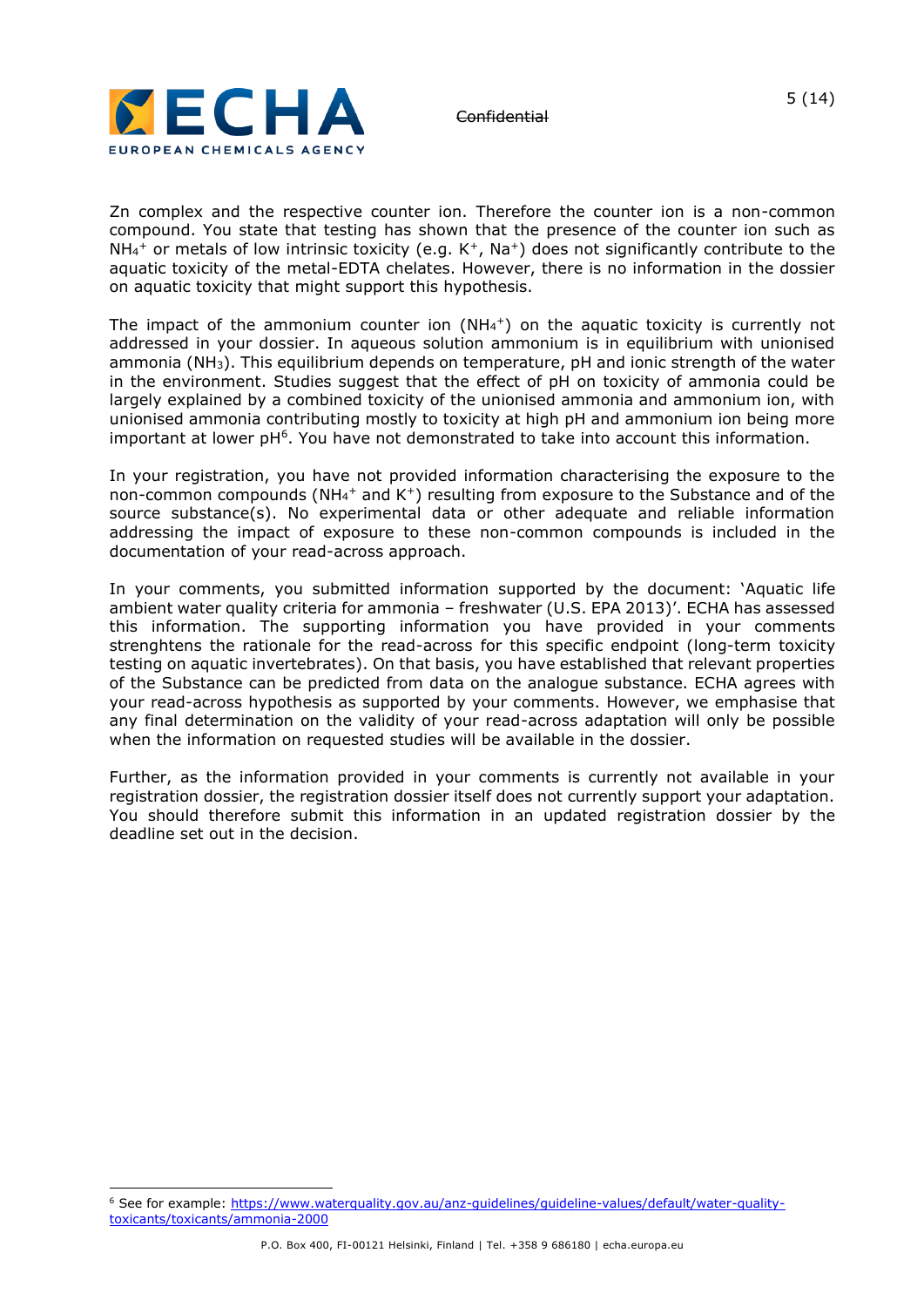Zn complex and the respective counter ion. Therefore the counter ion is a non-common compound. You state that testing has shown that the presence of the counter ion such as $NH_4^+$ or metals of low intrinsic toxicity (e.g. $K^+$, $Na^+$) does not significantly contribute to the aquatic toxicity of the metal-EDTA chelates. However, there is no information in the dossier on aquatic toxicity that might support this hypothesis.

The impact of the ammonium counter ion ($NH_4^+$) on the aquatic toxicity is currently not addressed in your dossier. In aqueous solution ammonium is in equilibrium with unionised ammonia ($NH_3$). This equilibrium depends on temperature, pH and ionic strength of the water in the environment. Studies suggest that the effect of pH on toxicity of ammonia could be largely explained by a combined toxicity of the unionised ammonia and ammonium ion, with unionised ammonia contributing mostly to toxicity at high pH and ammonium ion being more important at lower pH[6]. You have not demonstrated to take into account this information.

In your registration, you have not provided information characterising the exposure to the non-common compounds ($NH_4^+$ and $K^+$) resulting from exposure to the Substance and of the source substance(s). No experimental data or other adequate and reliable information addressing the impact of exposure to these non-common compounds is included in the documentation of your read-across approach.

In your comments, you submitted information supported by the document: 'Aquatic life ambient water quality criteria for ammonia – freshwater (U.S. EPA 2013)'. ECHA has assessed this information. The supporting information you have provided in your comments strenghtens the rationale for the read-across for this specific endpoint (long-term toxicity testing on aquatic invertebrates). On that basis, you have established that relevant properties of the Substance can be predicted from data on the analogue substance. ECHA agrees with your read-across hypothesis as supported by your comments. However, we emphasise that any final determination on the validity of your read-across adaptation will only be possible when the information on requested studies will be available in the dossier.

Further, as the information provided in your comments is currently not available in your registration dossier, the registration dossier itself does not currently support your adaptation. You should therefore submit this information in an updated registration dossier by the deadline set out in the decision.

---

[6] See for example: https://www.waterquality.gov.au/anz-guidelines/guideline-values/default/water-quality-toxicants/toxicants/ammonia-2000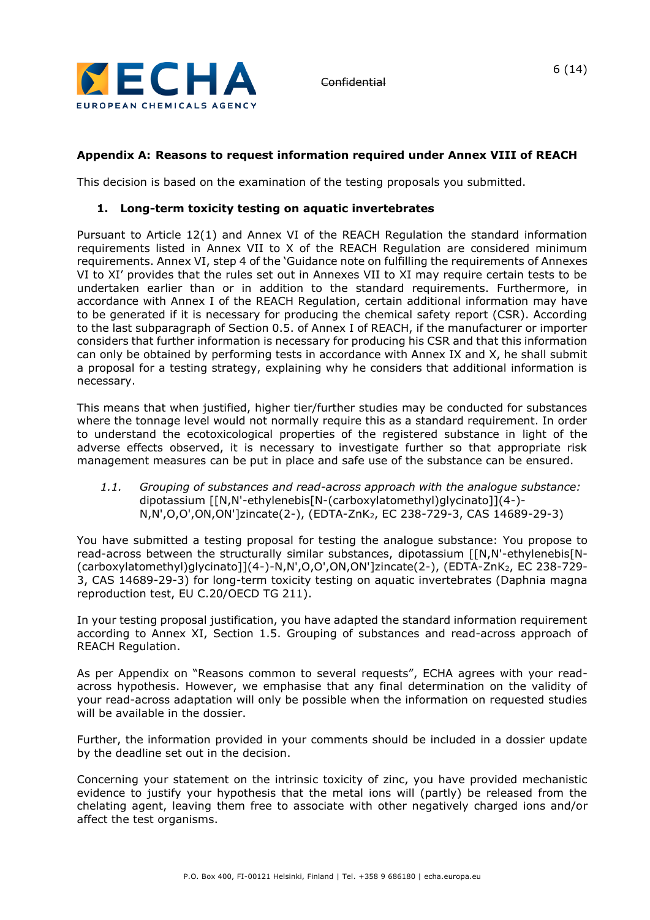## Appendix A: Reasons to request information required under Annex VIII of REACH

This decision is based on the examination of the testing proposals you submitted.

### 1. Long-term toxicity testing on aquatic invertebrates

Pursuant to Article 12(1) and Annex VI of the REACH Regulation the standard information requirements listed in Annex VII to X of the REACH Regulation are considered minimum requirements. Annex VI, step 4 of the 'Guidance note on fulfilling the requirements of Annexes VI to XI' provides that the rules set out in Annexes VII to XI may require certain tests to be undertaken earlier than or in addition to the standard requirements. Furthermore, in accordance with Annex I of the REACH Regulation, certain additional information may have to be generated if it is necessary for producing the chemical safety report (CSR). According to the last subparagraph of Section 0.5. of Annex I of REACH, if the manufacturer or importer considers that further information is necessary for producing his CSR and that this information can only be obtained by performing tests in accordance with Annex IX and X, he shall submit a proposal for a testing strategy, explaining why he considers that additional information is necessary.

This means that when justified, higher tier/further studies may be conducted for substances where the tonnage level would not normally require this as a standard requirement. In order to understand the ecotoxicological properties of the registered substance in light of the adverse effects observed, it is necessary to investigate further so that appropriate risk management measures can be put in place and safe use of the substance can be ensured.

*1.1. Grouping of substances and read-across approach with the analogue substance:* dipotassium [[N,N'-ethylenebis[N-(carboxylatomethyl)glycinato]](4-)-N,N',O,O',ON,ON']zincate(2-), (EDTA-$ZnK_2$, EC 238-729-3, CAS 14689-29-3)

You have submitted a testing proposal for testing the analogue substance: You propose to read-across between the structurally similar substances, dipotassium [[N,N'-ethylenebis[N-(carboxylatomethyl)glycinato]](4-)-N,N',O,O',ON,ON']zincate(2-), (EDTA-$ZnK_2$, EC 238-729-3, CAS 14689-29-3) for long-term toxicity testing on aquatic invertebrates (Daphnia magna reproduction test, EU C.20/OECD TG 211).

In your testing proposal justification, you have adapted the standard information requirement according to Annex XI, Section 1.5. Grouping of substances and read-across approach of REACH Regulation.

As per Appendix on "Reasons common to several requests", ECHA agrees with your read-across hypothesis. However, we emphasise that any final determination on the validity of your read-across adaptation will only be possible when the information on requested studies will be available in the dossier.

Further, the information provided in your comments should be included in a dossier update by the deadline set out in the decision.

Concerning your statement on the intrinsic toxicity of zinc, you have provided mechanistic evidence to justify your hypothesis that the metal ions will (partly) be released from the chelating agent, leaving them free to associate with other negatively charged ions and/or affect the test organisms.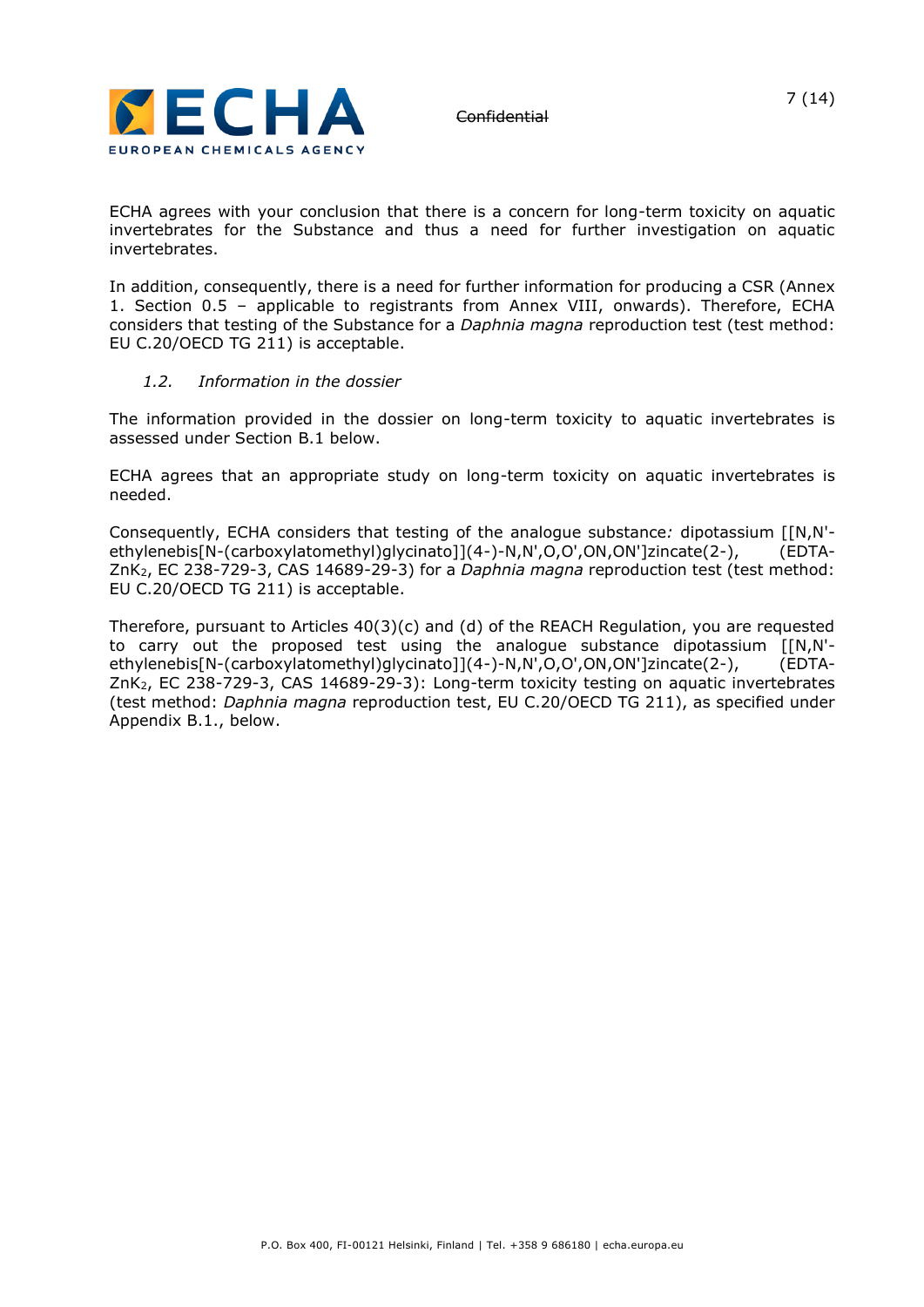ECHA agrees with your conclusion that there is a concern for long-term toxicity on aquatic invertebrates for the Substance and thus a need for further investigation on aquatic invertebrates.

In addition, consequently, there is a need for further information for producing a CSR (Annex 1. Section 0.5 – applicable to registrants from Annex VIII, onwards). Therefore, ECHA considers that testing of the Substance for a *Daphnia magna* reproduction test (test method: EU C.20/OECD TG 211) is acceptable.

### *1.2. Information in the dossier*

The information provided in the dossier on long-term toxicity to aquatic invertebrates is assessed under Section B.1 below.

ECHA agrees that an appropriate study on long-term toxicity on aquatic invertebrates is needed.

Consequently, ECHA considers that testing of the analogue substance*:* dipotassium [[N,N'-ethylenebis[N-(carboxylatomethyl)glycinato]](4-)-N,N',O,O',ON,ON']zincate(2-), (EDTA-$ZnK_2$, EC 238-729-3, CAS 14689-29-3) for a *Daphnia magna* reproduction test (test method: EU C.20/OECD TG 211) is acceptable.

Therefore, pursuant to Articles 40(3)(c) and (d) of the REACH Regulation, you are requested to carry out the proposed test using the analogue substance dipotassium [[N,N'-ethylenebis[N-(carboxylatomethyl)glycinato]](4-)-N,N',O,O',ON,ON']zincate(2-), (EDTA-$ZnK_2$, EC 238-729-3, CAS 14689-29-3): Long-term toxicity testing on aquatic invertebrates (test method: *Daphnia magna* reproduction test, EU C.20/OECD TG 211), as specified under Appendix B.1., below.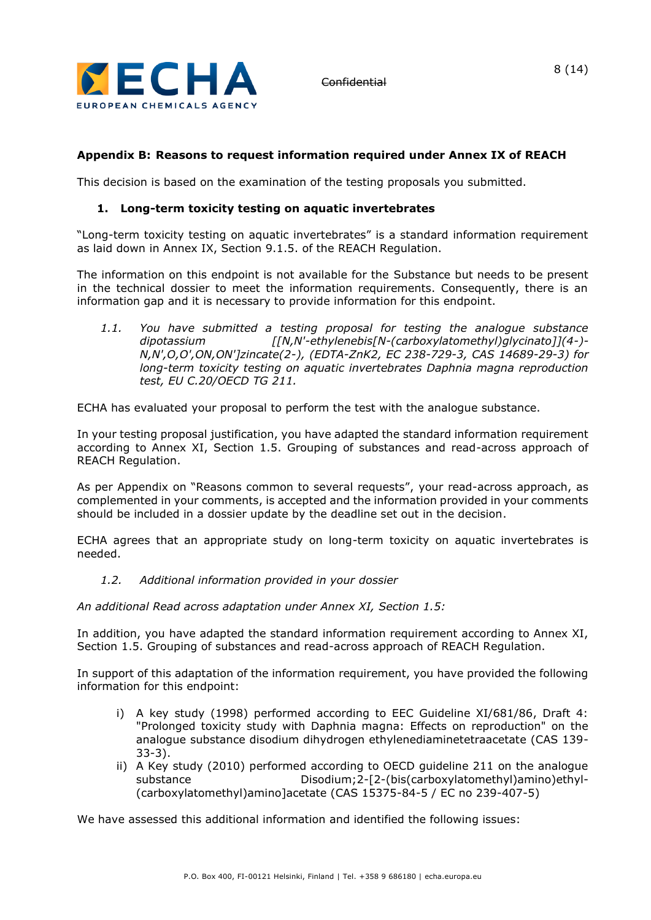## Appendix B: Reasons to request information required under Annex IX of REACH

This decision is based on the examination of the testing proposals you submitted.

### 1. Long-term toxicity testing on aquatic invertebrates

"Long-term toxicity testing on aquatic invertebrates" is a standard information requirement as laid down in Annex IX, Section 9.1.5. of the REACH Regulation.

The information on this endpoint is not available for the Substance but needs to be present in the technical dossier to meet the information requirements. Consequently, there is an information gap and it is necessary to provide information for this endpoint.

*1.1. You have submitted a testing proposal for testing the analogue substance dipotassium [[N,N'-ethylenebis[N-(carboxylatomethyl)glycinato]](4-)-N,N',O,O',ON,ON']zincate(2-), (EDTA-ZnK2, EC 238-729-3, CAS 14689-29-3) for long-term toxicity testing on aquatic invertebrates Daphnia magna reproduction test, EU C.20/OECD TG 211.*

ECHA has evaluated your proposal to perform the test with the analogue substance.

In your testing proposal justification, you have adapted the standard information requirement according to Annex XI, Section 1.5. Grouping of substances and read-across approach of REACH Regulation.

As per Appendix on "Reasons common to several requests", your read-across approach, as complemented in your comments, is accepted and the information provided in your comments should be included in a dossier update by the deadline set out in the decision.

ECHA agrees that an appropriate study on long-term toxicity on aquatic invertebrates is needed.

*1.2. Additional information provided in your dossier*

*An additional Read across adaptation under Annex XI, Section 1.5:*

In addition, you have adapted the standard information requirement according to Annex XI, Section 1.5. Grouping of substances and read-across approach of REACH Regulation.

In support of this adaptation of the information requirement, you have provided the following information for this endpoint:

i) A key study (1998) performed according to EEC Guideline XI/681/86, Draft 4: "Prolonged toxicity study with Daphnia magna: Effects on reproduction" on the analogue substance disodium dihydrogen ethylenediaminetetraacetate (CAS 139-33-3).

ii) A Key study (2010) performed according to OECD guideline 211 on the analogue substance Disodium;2-[2-(bis(carboxylatomethyl)amino)ethyl-(carboxylatomethyl)amino]acetate (CAS 15375-84-5 / EC no 239-407-5)

We have assessed this additional information and identified the following issues: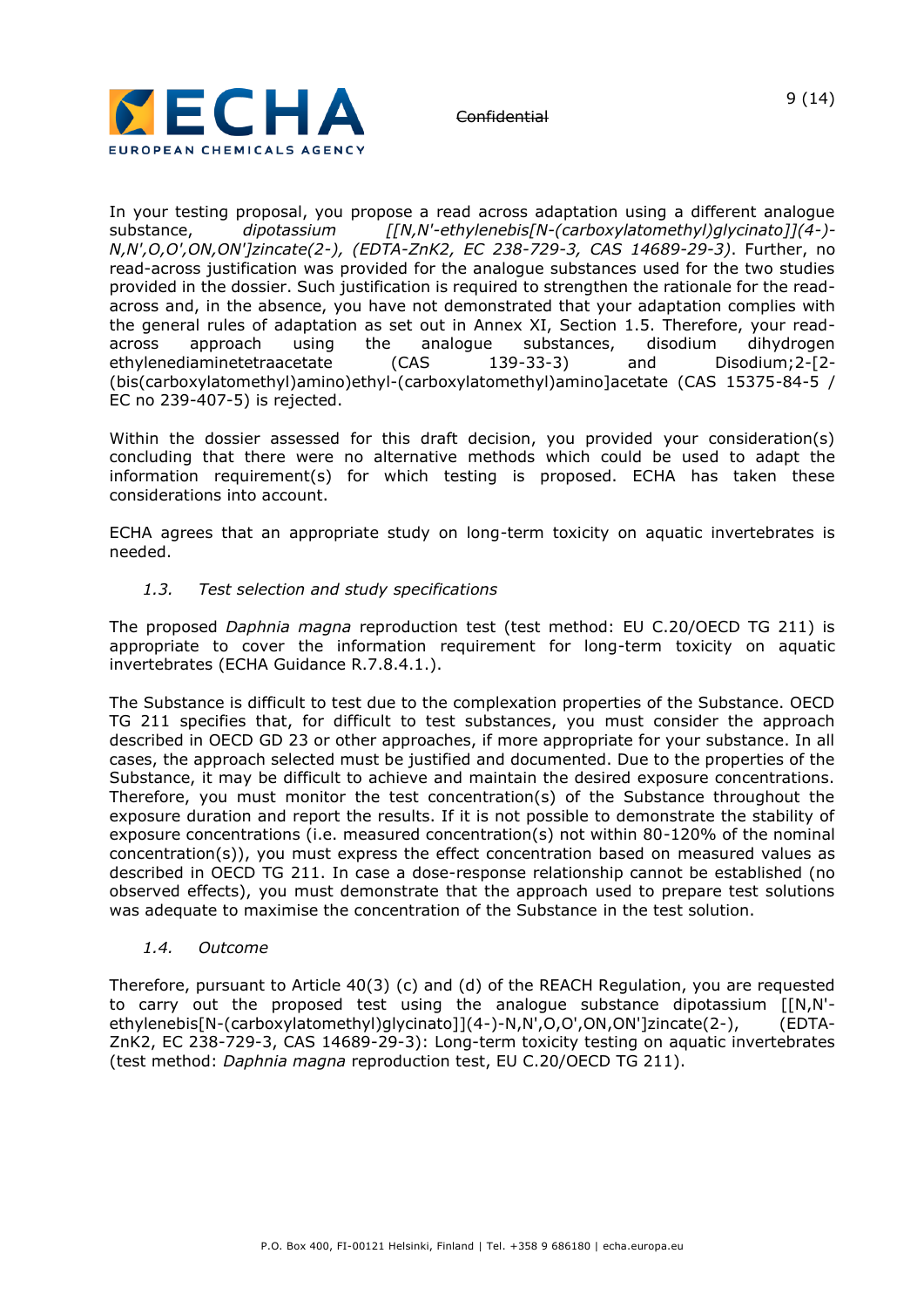In your testing proposal, you propose a read across adaptation using a different analogue substance, *dipotassium [[N,N'-ethylenebis[N-(carboxylatomethyl)glycinato]](4-)-N,N',O,O',ON,ON']zincate(2-), (EDTA-ZnK2, EC 238-729-3, CAS 14689-29-3)*. Further, no read-across justification was provided for the analogue substances used for the two studies provided in the dossier. Such justification is required to strengthen the rationale for the read-across and, in the absence, you have not demonstrated that your adaptation complies with the general rules of adaptation as set out in Annex XI, Section 1.5. Therefore, your read-across approach using the analogue substances, disodium dihydrogen ethylenediaminetetraacetate (CAS 139-33-3) and Disodium;2-[2-(bis(carboxylatomethyl)amino)ethyl-(carboxylatomethyl)amino]acetate (CAS 15375-84-5 / EC no 239-407-5) is rejected.

Within the dossier assessed for this draft decision, you provided your consideration(s) concluding that there were no alternative methods which could be used to adapt the information requirement(s) for which testing is proposed. ECHA has taken these considerations into account.

ECHA agrees that an appropriate study on long-term toxicity on aquatic invertebrates is needed.

### *1.3. Test selection and study specifications*

The proposed *Daphnia magna* reproduction test (test method: EU C.20/OECD TG 211) is appropriate to cover the information requirement for long-term toxicity on aquatic invertebrates (ECHA Guidance R.7.8.4.1.).

The Substance is difficult to test due to the complexation properties of the Substance. OECD TG 211 specifies that, for difficult to test substances, you must consider the approach described in OECD GD 23 or other approaches, if more appropriate for your substance. In all cases, the approach selected must be justified and documented. Due to the properties of the Substance, it may be difficult to achieve and maintain the desired exposure concentrations. Therefore, you must monitor the test concentration(s) of the Substance throughout the exposure duration and report the results. If it is not possible to demonstrate the stability of exposure concentrations (i.e. measured concentration(s) not within 80-120% of the nominal concentration(s)), you must express the effect concentration based on measured values as described in OECD TG 211. In case a dose-response relationship cannot be established (no observed effects), you must demonstrate that the approach used to prepare test solutions was adequate to maximise the concentration of the Substance in the test solution.

### *1.4. Outcome*

Therefore, pursuant to Article 40(3) (c) and (d) of the REACH Regulation, you are requested to carry out the proposed test using the analogue substance dipotassium [[N,N'-ethylenebis[N-(carboxylatomethyl)glycinato]](4-)-N,N',O,O',ON,ON']zincate(2-), (EDTA-ZnK2, EC 238-729-3, CAS 14689-29-3): Long-term toxicity testing on aquatic invertebrates (test method: *Daphnia magna* reproduction test, EU C.20/OECD TG 211).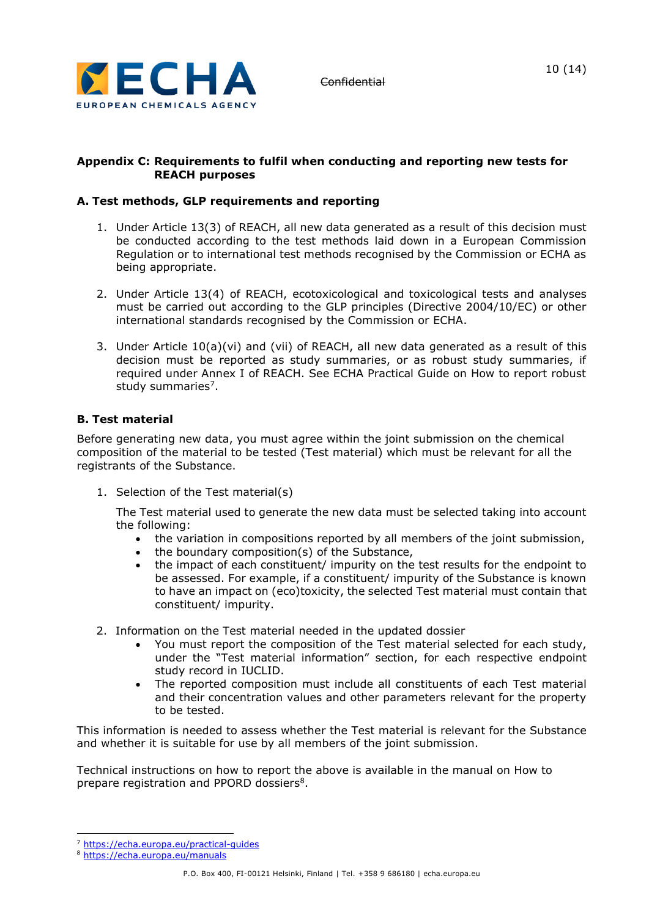## Appendix C: Requirements to fulfil when conducting and reporting new tests for REACH purposes

### A. Test methods, GLP requirements and reporting

1. Under Article 13(3) of REACH, all new data generated as a result of this decision must be conducted according to the test methods laid down in a European Commission Regulation or to international test methods recognised by the Commission or ECHA as being appropriate.

2. Under Article 13(4) of REACH, ecotoxicological and toxicological tests and analyses must be carried out according to the GLP principles (Directive 2004/10/EC) or other international standards recognised by the Commission or ECHA.

3. Under Article 10(a)(vi) and (vii) of REACH, all new data generated as a result of this decision must be reported as study summaries, or as robust study summaries, if required under Annex I of REACH. See ECHA Practical Guide on How to report robust study summaries[7].

### B. Test material

Before generating new data, you must agree within the joint submission on the chemical composition of the material to be tested (Test material) which must be relevant for all the registrants of the Substance.

1. Selection of the Test material(s)

   The Test material used to generate the new data must be selected taking into account the following:
   - the variation in compositions reported by all members of the joint submission,
   - the boundary composition(s) of the Substance,
   - the impact of each constituent/ impurity on the test results for the endpoint to be assessed. For example, if a constituent/ impurity of the Substance is known to have an impact on (eco)toxicity, the selected Test material must contain that constituent/ impurity.

2. Information on the Test material needed in the updated dossier
   - You must report the composition of the Test material selected for each study, under the "Test material information" section, for each respective endpoint study record in IUCLID.
   - The reported composition must include all constituents of each Test material and their concentration values and other parameters relevant for the property to be tested.

This information is needed to assess whether the Test material is relevant for the Substance and whether it is suitable for use by all members of the joint submission.

Technical instructions on how to report the above is available in the manual on How to prepare registration and PPORD dossiers[8].

---

[7] https://echa.europa.eu/practical-guides

[8] https://echa.europa.eu/manuals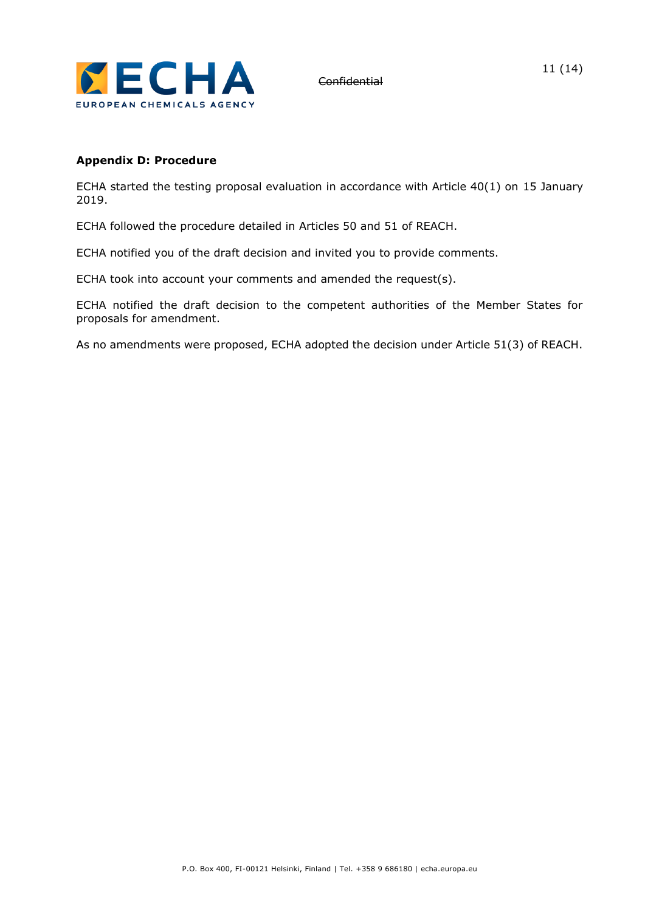**Appendix D: Procedure**

ECHA started the testing proposal evaluation in accordance with Article 40(1) on 15 January 2019.

ECHA followed the procedure detailed in Articles 50 and 51 of REACH.

ECHA notified you of the draft decision and invited you to provide comments.

ECHA took into account your comments and amended the request(s).

ECHA notified the draft decision to the competent authorities of the Member States for proposals for amendment.

As no amendments were proposed, ECHA adopted the decision under Article 51(3) of REACH.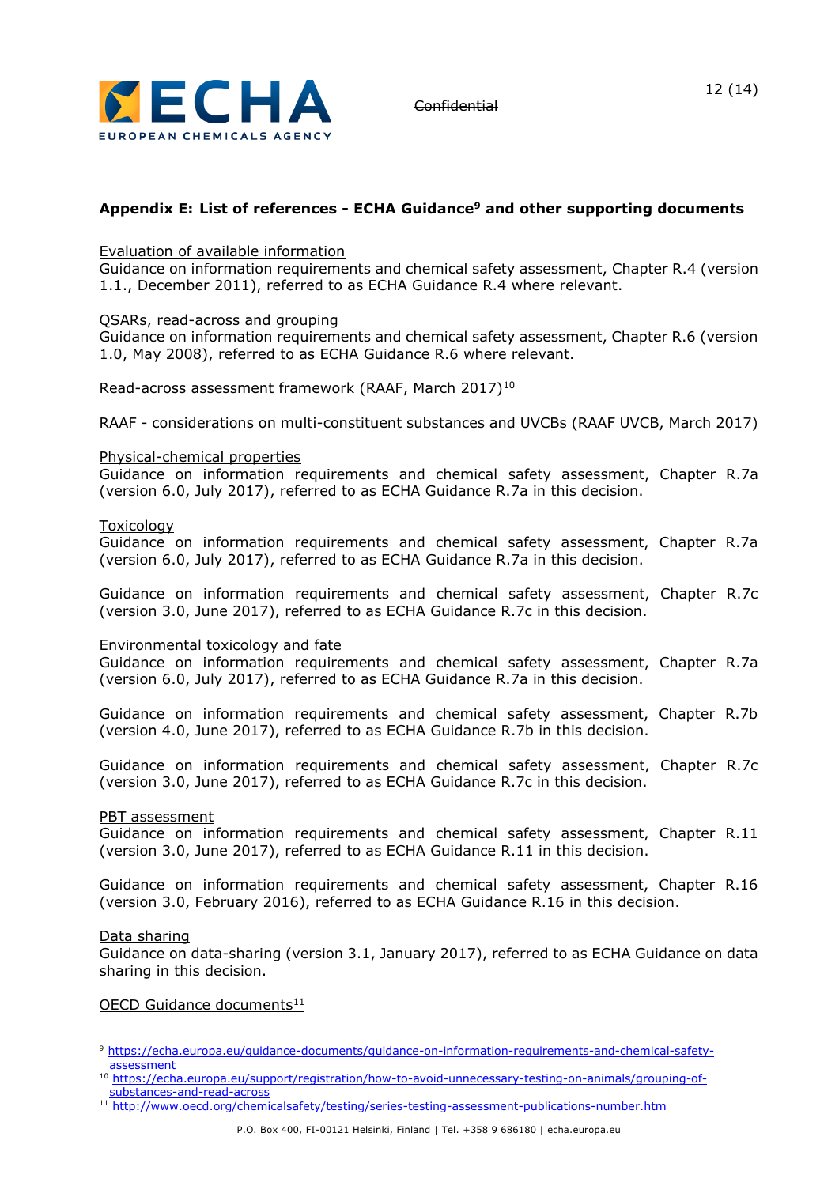### Appendix E: List of references - ECHA Guidance[9] and other supporting documents

Evaluation of available information
Guidance on information requirements and chemical safety assessment, Chapter R.4 (version 1.1., December 2011), referred to as ECHA Guidance R.4 where relevant.

QSARs, read-across and grouping
Guidance on information requirements and chemical safety assessment, Chapter R.6 (version 1.0, May 2008), referred to as ECHA Guidance R.6 where relevant.

Read-across assessment framework (RAAF, March 2017)[10]

RAAF - considerations on multi-constituent substances and UVCBs (RAAF UVCB, March 2017)

Physical-chemical properties
Guidance on information requirements and chemical safety assessment, Chapter R.7a (version 6.0, July 2017), referred to as ECHA Guidance R.7a in this decision.

Toxicology
Guidance on information requirements and chemical safety assessment, Chapter R.7a (version 6.0, July 2017), referred to as ECHA Guidance R.7a in this decision.

Guidance on information requirements and chemical safety assessment, Chapter R.7c (version 3.0, June 2017), referred to as ECHA Guidance R.7c in this decision.

Environmental toxicology and fate
Guidance on information requirements and chemical safety assessment, Chapter R.7a (version 6.0, July 2017), referred to as ECHA Guidance R.7a in this decision.

Guidance on information requirements and chemical safety assessment, Chapter R.7b (version 4.0, June 2017), referred to as ECHA Guidance R.7b in this decision.

Guidance on information requirements and chemical safety assessment, Chapter R.7c (version 3.0, June 2017), referred to as ECHA Guidance R.7c in this decision.

PBT assessment
Guidance on information requirements and chemical safety assessment, Chapter R.11 (version 3.0, June 2017), referred to as ECHA Guidance R.11 in this decision.

Guidance on information requirements and chemical safety assessment, Chapter R.16 (version 3.0, February 2016), referred to as ECHA Guidance R.16 in this decision.

Data sharing
Guidance on data-sharing (version 3.1, January 2017), referred to as ECHA Guidance on data sharing in this decision.

OECD Guidance documents[11]

---

[9] https://echa.europa.eu/guidance-documents/guidance-on-information-requirements-and-chemical-safety-assessment

[10] https://echa.europa.eu/support/registration/how-to-avoid-unnecessary-testing-on-animals/grouping-of-substances-and-read-across

[11] http://www.oecd.org/chemicalsafety/testing/series-testing-assessment-publications-number.htm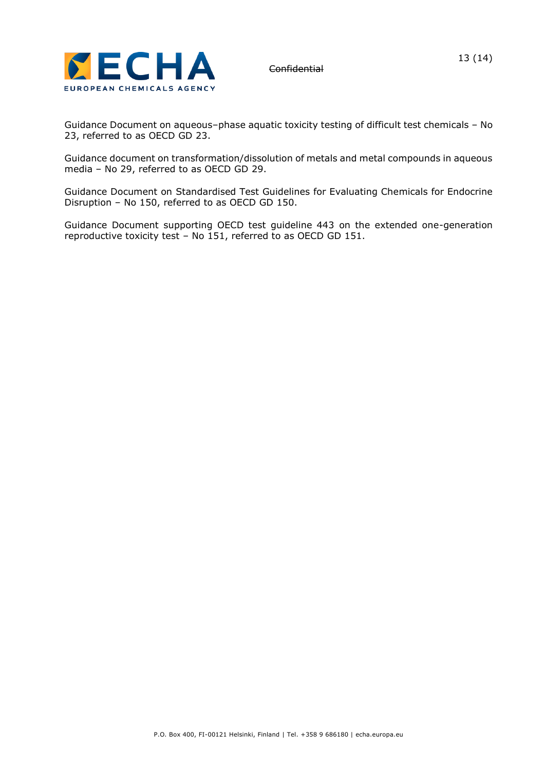Guidance Document on aqueous–phase aquatic toxicity testing of difficult test chemicals – No 23, referred to as OECD GD 23.

Guidance document on transformation/dissolution of metals and metal compounds in aqueous media – No 29, referred to as OECD GD 29.

Guidance Document on Standardised Test Guidelines for Evaluating Chemicals for Endocrine Disruption – No 150, referred to as OECD GD 150.

Guidance Document supporting OECD test guideline 443 on the extended one-generation reproductive toxicity test – No 151, referred to as OECD GD 151.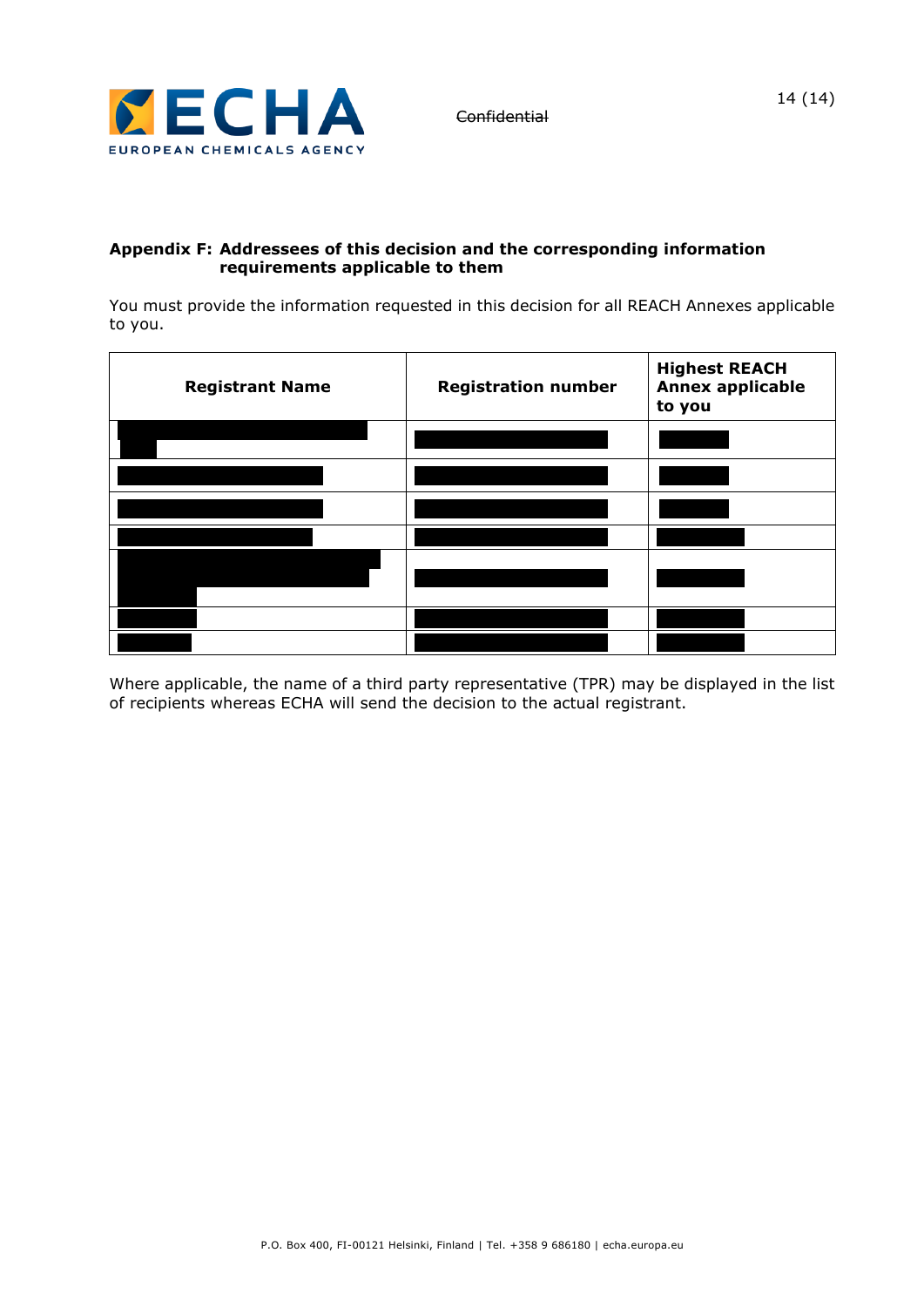### Appendix F: Addressees of this decision and the corresponding information requirements applicable to them

You must provide the information requested in this decision for all REACH Annexes applicable to you.

| Registrant Name | Registration number | Highest REACH Annex applicable to you |
|---|---|---|
| | | |
| | | |
| | | |
| | | |
| | | |
| | | |
| | | |

Where applicable, the name of a third party representative (TPR) may be displayed in the list of recipients whereas ECHA will send the decision to the actual registrant.